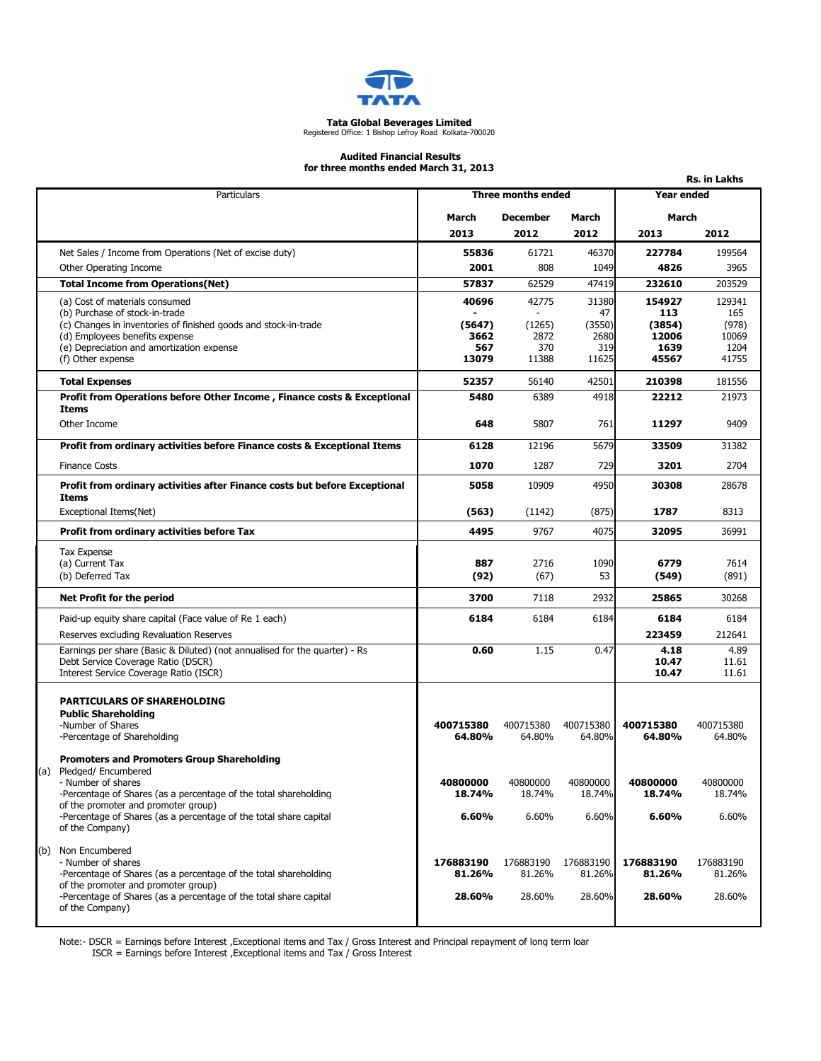**Tata Global Beverages Limited**
Registered Office: 1 Bishop Lefroy Road Kolkata-700020

**Audited Financial Results**
**for three months ended March 31, 2013**

**Rs. in Lakhs**

| Particulars | Three months ended | | | Year ended | |
|---|---|---|---|---|---|
| | **March 2013** | **December 2012** | **March 2012** | **March 2013** | **March 2012** |
| Net Sales / Income from Operations (Net of excise duty) | **55836** | 61721 | 46370 | **227784** | 199564 |
| Other Operating Income | **2001** | 808 | 1049 | **4826** | 3965 |
| **Total Income from Operations(Net)** | **57837** | 62529 | 47419 | **232610** | 203529 |
| (a) Cost of materials consumed | **40696** | 42775 | 31380 | **154927** | 129341 |
| (b) Purchase of stock-in-trade | **-** | - | 47 | **113** | 165 |
| (c) Changes in inventories of finished goods and stock-in-trade | **(5647)** | (1265) | (3550) | **(3854)** | (978) |
| (d) Employees benefits expense | **3662** | 2872 | 2680 | **12006** | 10069 |
| (e) Depreciation and amortization expense | **567** | 370 | 319 | **1639** | 1204 |
| (f) Other expense | **13079** | 11388 | 11625 | **45567** | 41755 |
| **Total Expenses** | **52357** | 56140 | 42501 | **210398** | 181556 |
| **Profit from Operations before Other Income , Finance costs & Exceptional Items** | **5480** | 6389 | 4918 | **22212** | 21973 |
| Other Income | **648** | 5807 | 761 | **11297** | 9409 |
| **Profit from ordinary activities before Finance costs & Exceptional Items** | **6128** | 12196 | 5679 | **33509** | 31382 |
| Finance Costs | **1070** | 1287 | 729 | **3201** | 2704 |
| **Profit from ordinary activities after Finance costs but before Exceptional Items** | **5058** | 10909 | 4950 | **30308** | 28678 |
| Exceptional Items(Net) | **(563)** | (1142) | (875) | **1787** | 8313 |
| **Profit from ordinary activities before Tax** | **4495** | 9767 | 4075 | **32095** | 36991 |
| Tax Expense | | | | | |
| (a) Current Tax | **887** | 2716 | 1090 | **6779** | 7614 |
| (b) Deferred Tax | **(92)** | (67) | 53 | **(549)** | (891) |
| **Net Profit for the period** | **3700** | 7118 | 2932 | **25865** | 30268 |
| Paid-up equity share capital (Face value of Re 1 each) | **6184** | 6184 | 6184 | **6184** | 6184 |
| Reserves excluding Revaluation Reserves | | | | **223459** | 212641 |
| Earnings per share (Basic & Diluted) (not annualised for the quarter) - Rs | **0.60** | 1.15 | 0.47 | **4.18** | 4.89 |
| Debt Service Coverage Ratio (DSCR) | | | | **10.47** | 11.61 |
| Interest Service Coverage Ratio (ISCR) | | | | **10.47** | 11.61 |
| **PARTICULARS OF SHAREHOLDING** | | | | | |
| **Public Shareholding** | | | | | |
| -Number of Shares | **400715380** | 400715380 | 400715380 | **400715380** | 400715380 |
| -Percentage of Shareholding | **64.80%** | 64.80% | 64.80% | **64.80%** | 64.80% |
| **Promoters and Promoters Group Shareholding** | | | | | |
| (a) Pledged/ Encumbered | | | | | |
| - Number of shares | **40800000** | 40800000 | 40800000 | **40800000** | 40800000 |
| -Percentage of Shares (as a percentage of the total shareholding of the promoter and promoter group) | **18.74%** | 18.74% | 18.74% | **18.74%** | 18.74% |
| -Percentage of Shares (as a percentage of the total share capital of the Company) | **6.60%** | 6.60% | 6.60% | **6.60%** | 6.60% |
| (b) Non Encumbered | | | | | |
| - Number of shares | **176883190** | 176883190 | 176883190 | **176883190** | 176883190 |
| -Percentage of Shares (as a percentage of the total shareholding of the promoter and promoter group) | **81.26%** | 81.26% | 81.26% | **81.26%** | 81.26% |
| -Percentage of Shares (as a percentage of the total share capital of the Company) | **28.60%** | 28.60% | 28.60% | **28.60%** | 28.60% |

Note:- DSCR = Earnings before Interest ,Exceptional items and Tax / Gross Interest and Principal repayment of long term loar
ISCR = Earnings before Interest ,Exceptional items and Tax / Gross Interest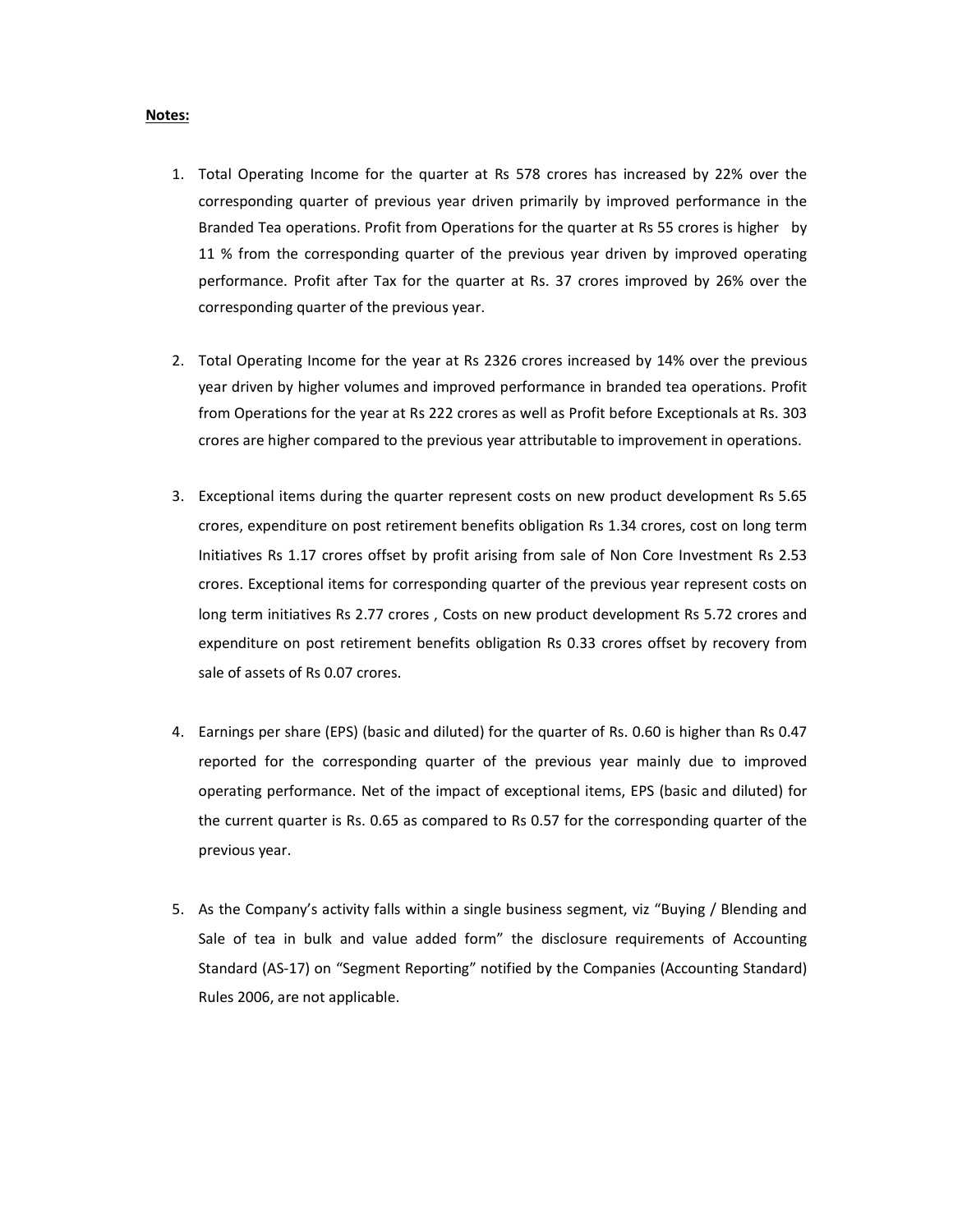**Notes:**

1. Total Operating Income for the quarter at Rs 578 crores has increased by 22% over the corresponding quarter of previous year driven primarily by improved performance in the Branded Tea operations. Profit from Operations for the quarter at Rs 55 crores is higher by 11 % from the corresponding quarter of the previous year driven by improved operating performance. Profit after Tax for the quarter at Rs. 37 crores improved by 26% over the corresponding quarter of the previous year.

2. Total Operating Income for the year at Rs 2326 crores increased by 14% over the previous year driven by higher volumes and improved performance in branded tea operations. Profit from Operations for the year at Rs 222 crores as well as Profit before Exceptionals at Rs. 303 crores are higher compared to the previous year attributable to improvement in operations.

3. Exceptional items during the quarter represent costs on new product development Rs 5.65 crores, expenditure on post retirement benefits obligation Rs 1.34 crores, cost on long term Initiatives Rs 1.17 crores offset by profit arising from sale of Non Core Investment Rs 2.53 crores. Exceptional items for corresponding quarter of the previous year represent costs on long term initiatives Rs 2.77 crores , Costs on new product development Rs 5.72 crores and expenditure on post retirement benefits obligation Rs 0.33 crores offset by recovery from sale of assets of Rs 0.07 crores.

4. Earnings per share (EPS) (basic and diluted) for the quarter of Rs. 0.60 is higher than Rs 0.47 reported for the corresponding quarter of the previous year mainly due to improved operating performance. Net of the impact of exceptional items, EPS (basic and diluted) for the current quarter is Rs. 0.65 as compared to Rs 0.57 for the corresponding quarter of the previous year.

5. As the Company's activity falls within a single business segment, viz "Buying / Blending and Sale of tea in bulk and value added form" the disclosure requirements of Accounting Standard (AS-17) on "Segment Reporting" notified by the Companies (Accounting Standard) Rules 2006, are not applicable.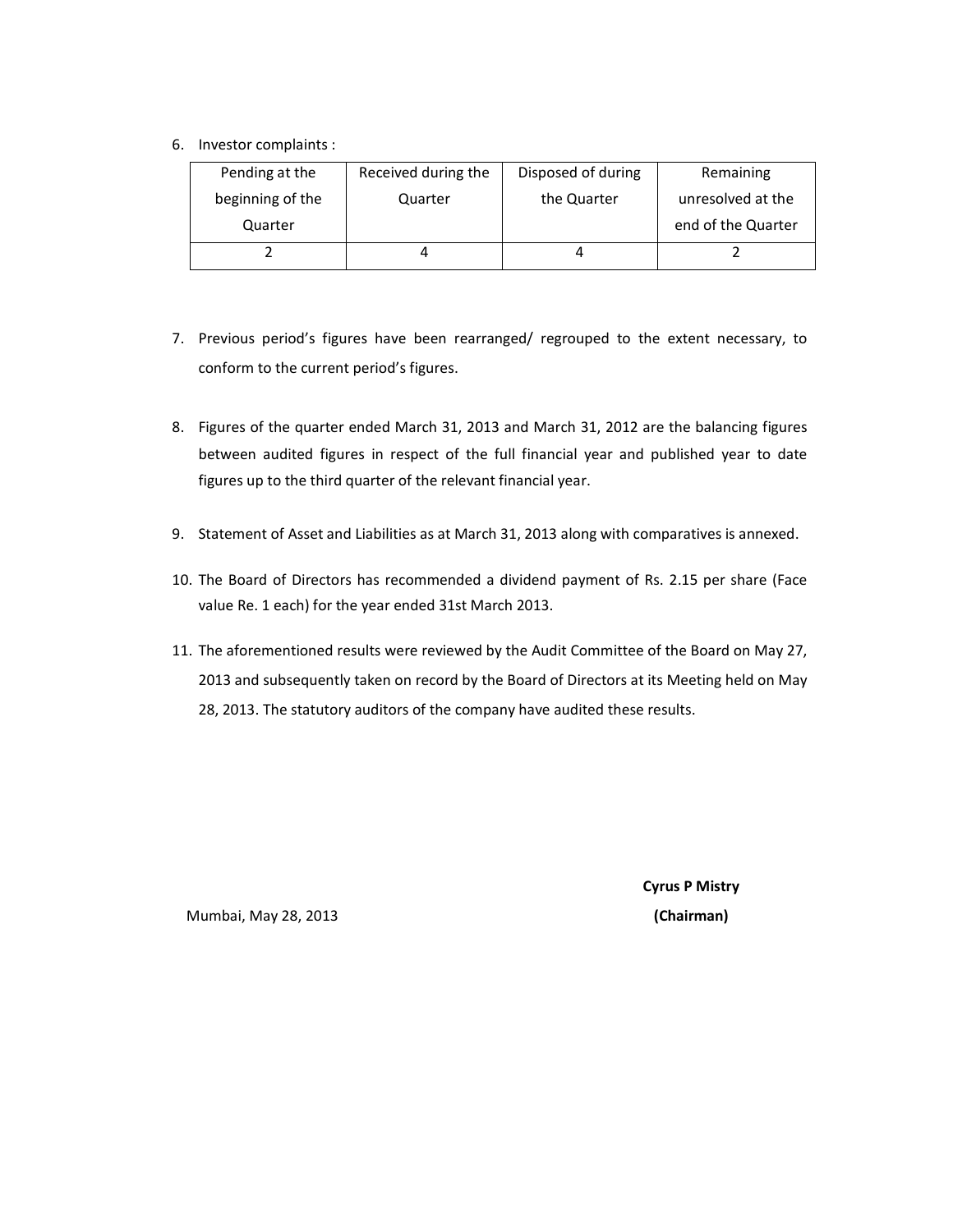6. Investor complaints :

| Pending at the beginning of the Quarter | Received during the Quarter | Disposed of during the Quarter | Remaining unresolved at the end of the Quarter |
|---|---|---|---|
| 2 | 4 | 4 | 2 |

7. Previous period's figures have been rearranged/ regrouped to the extent necessary, to conform to the current period's figures.

8. Figures of the quarter ended March 31, 2013 and March 31, 2012 are the balancing figures between audited figures in respect of the full financial year and published year to date figures up to the third quarter of the relevant financial year.

9. Statement of Asset and Liabilities as at March 31, 2013 along with comparatives is annexed.

10. The Board of Directors has recommended a dividend payment of Rs. 2.15 per share (Face value Re. 1 each) for the year ended 31st March 2013.

11. The aforementioned results were reviewed by the Audit Committee of the Board on May 27, 2013 and subsequently taken on record by the Board of Directors at its Meeting held on May 28, 2013. The statutory auditors of the company have audited these results.

Mumbai, May 28, 2013

**Cyrus P Mistry**
**(Chairman)**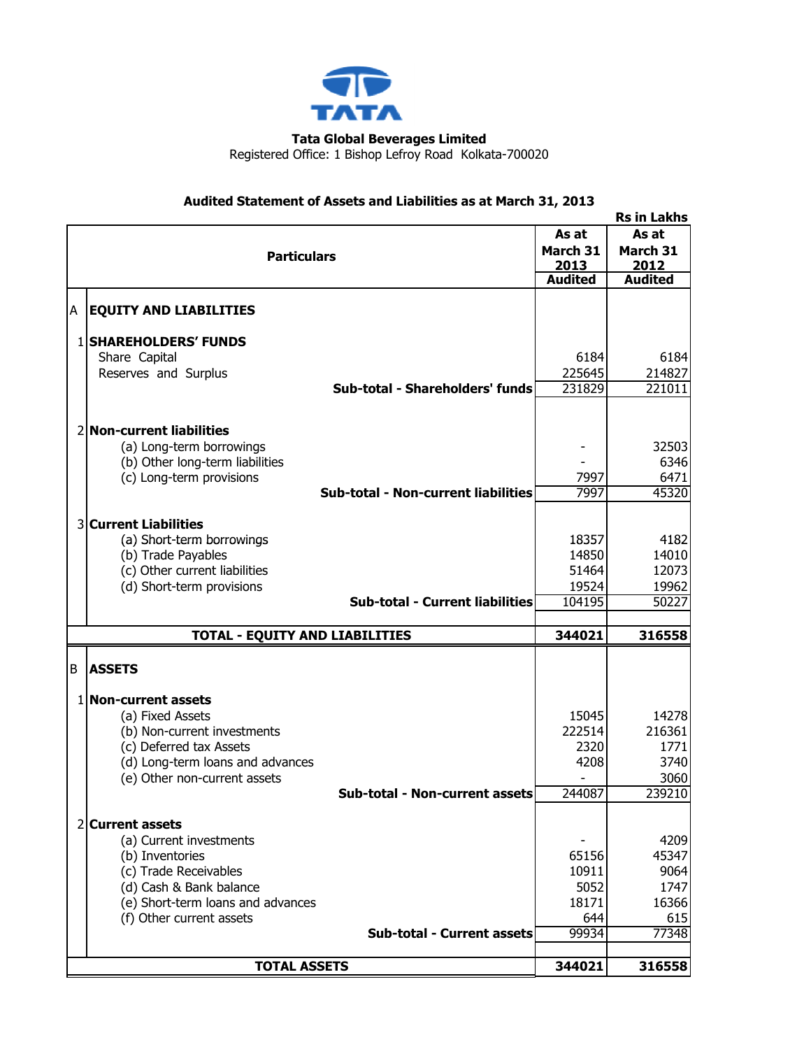TATA

**Tata Global Beverages Limited**

Registered Office: 1 Bishop Lefroy Road Kolkata-700020

## Audited Statement of Assets and Liabilities as at March 31, 2013

Rs in Lakhs

| | Particulars | As at March 31 2013 Audited | As at March 31 2012 Audited |
|---|---|---|---|
| A | **EQUITY AND LIABILITIES** | | |
| 1 | **SHAREHOLDERS' FUNDS** | | |
| | Share Capital | 6184 | 6184 |
| | Reserves and Surplus | 225645 | 214827 |
| | **Sub-total - Shareholders' funds** | 231829 | 221011 |
| 2 | **Non-current liabilities** | | |
| | (a) Long-term borrowings | - | 32503 |
| | (b) Other long-term liabilities | - | 6346 |
| | (c) Long-term provisions | 7997 | 6471 |
| | **Sub-total - Non-current liabilities** | 7997 | 45320 |
| 3 | **Current Liabilities** | | |
| | (a) Short-term borrowings | 18357 | 4182 |
| | (b) Trade Payables | 14850 | 14010 |
| | (c) Other current liabilities | 51464 | 12073 |
| | (d) Short-term provisions | 19524 | 19962 |
| | **Sub-total - Current liabilities** | 104195 | 50227 |
| | **TOTAL - EQUITY AND LIABILITIES** | **344021** | **316558** |
| B | **ASSETS** | | |
| 1 | **Non-current assets** | | |
| | (a) Fixed Assets | 15045 | 14278 |
| | (b) Non-current investments | 222514 | 216361 |
| | (c) Deferred tax Assets | 2320 | 1771 |
| | (d) Long-term loans and advances | 4208 | 3740 |
| | (e) Other non-current assets | - | 3060 |
| | **Sub-total - Non-current assets** | 244087 | 239210 |
| 2 | **Current assets** | | |
| | (a) Current investments | - | 4209 |
| | (b) Inventories | 65156 | 45347 |
| | (c) Trade Receivables | 10911 | 9064 |
| | (d) Cash & Bank balance | 5052 | 1747 |
| | (e) Short-term loans and advances | 18171 | 16366 |
| | (f) Other current assets | 644 | 615 |
| | **Sub-total - Current assets** | 99934 | 77348 |
| | **TOTAL ASSETS** | **344021** | **316558** |